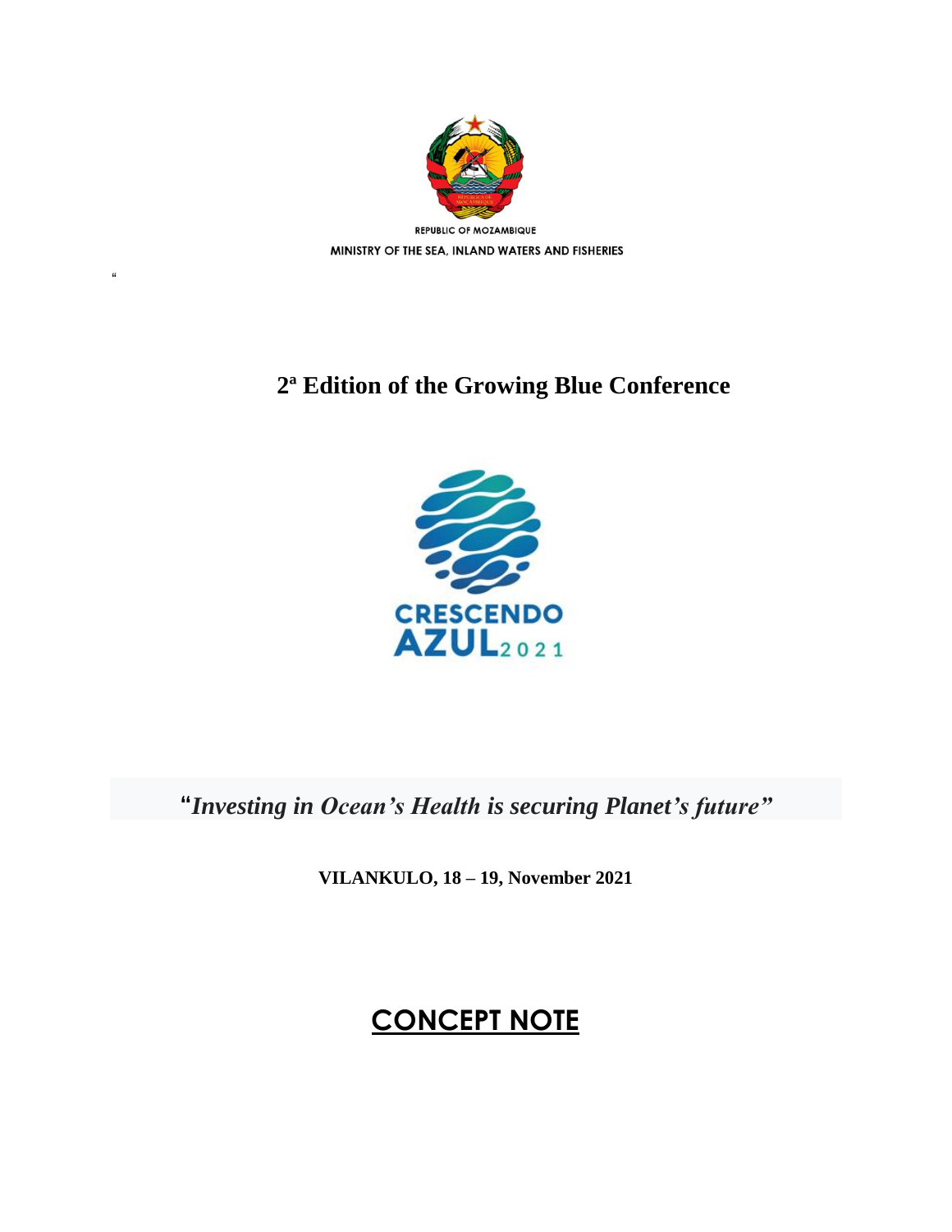REPUBLIC OF MOZAMBIQUE

MINISTRY OF THE SEA, INLAND WATERS AND FISHERIES

"

# 2ª Edition of the Growing Blue Conference

CRESCENDO AZUL 2021

**"*Investing in Ocean's Health is securing Planet's future*"**

**VILANKULO, 18 – 19, November 2021**

# CONCEPT NOTE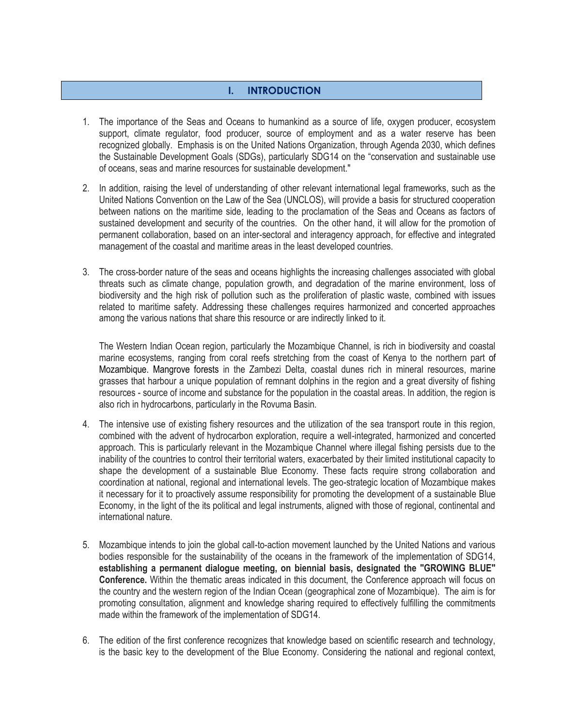# I. INTRODUCTION

1. The importance of the Seas and Oceans to humankind as a source of life, oxygen producer, ecosystem support, climate regulator, food producer, source of employment and as a water reserve has been recognized globally. Emphasis is on the United Nations Organization, through Agenda 2030, which defines the Sustainable Development Goals (SDGs), particularly SDG14 on the "conservation and sustainable use of oceans, seas and marine resources for sustainable development."

2. In addition, raising the level of understanding of other relevant international legal frameworks, such as the United Nations Convention on the Law of the Sea (UNCLOS), will provide a basis for structured cooperation between nations on the maritime side, leading to the proclamation of the Seas and Oceans as factors of sustained development and security of the countries. On the other hand, it will allow for the promotion of permanent collaboration, based on an inter-sectoral and interagency approach, for effective and integrated management of the coastal and maritime areas in the least developed countries.

3. The cross-border nature of the seas and oceans highlights the increasing challenges associated with global threats such as climate change, population growth, and degradation of the marine environment, loss of biodiversity and the high risk of pollution such as the proliferation of plastic waste, combined with issues related to maritime safety. Addressing these challenges requires harmonized and concerted approaches among the various nations that share this resource or are indirectly linked to it.

   The Western Indian Ocean region, particularly the Mozambique Channel, is rich in biodiversity and coastal marine ecosystems, ranging from coral reefs stretching from the coast of Kenya to the northern part of Mozambique. Mangrove forests in the Zambezi Delta, coastal dunes rich in mineral resources, marine grasses that harbour a unique population of remnant dolphins in the region and a great diversity of fishing resources - source of income and substance for the population in the coastal areas. In addition, the region is also rich in hydrocarbons, particularly in the Rovuma Basin.

4. The intensive use of existing fishery resources and the utilization of the sea transport route in this region, combined with the advent of hydrocarbon exploration, require a well-integrated, harmonized and concerted approach. This is particularly relevant in the Mozambique Channel where illegal fishing persists due to the inability of the countries to control their territorial waters, exacerbated by their limited institutional capacity to shape the development of a sustainable Blue Economy. These facts require strong collaboration and coordination at national, regional and international levels. The geo-strategic location of Mozambique makes it necessary for it to proactively assume responsibility for promoting the development of a sustainable Blue Economy, in the light of the its political and legal instruments, aligned with those of regional, continental and international nature.

5. Mozambique intends to join the global call-to-action movement launched by the United Nations and various bodies responsible for the sustainability of the oceans in the framework of the implementation of SDG14, **establishing a permanent dialogue meeting, on biennial basis, designated the "GROWING BLUE" Conference.** Within the thematic areas indicated in this document, the Conference approach will focus on the country and the western region of the Indian Ocean (geographical zone of Mozambique). The aim is for promoting consultation, alignment and knowledge sharing required to effectively fulfilling the commitments made within the framework of the implementation of SDG14.

6. The edition of the first conference recognizes that knowledge based on scientific research and technology, is the basic key to the development of the Blue Economy. Considering the national and regional context,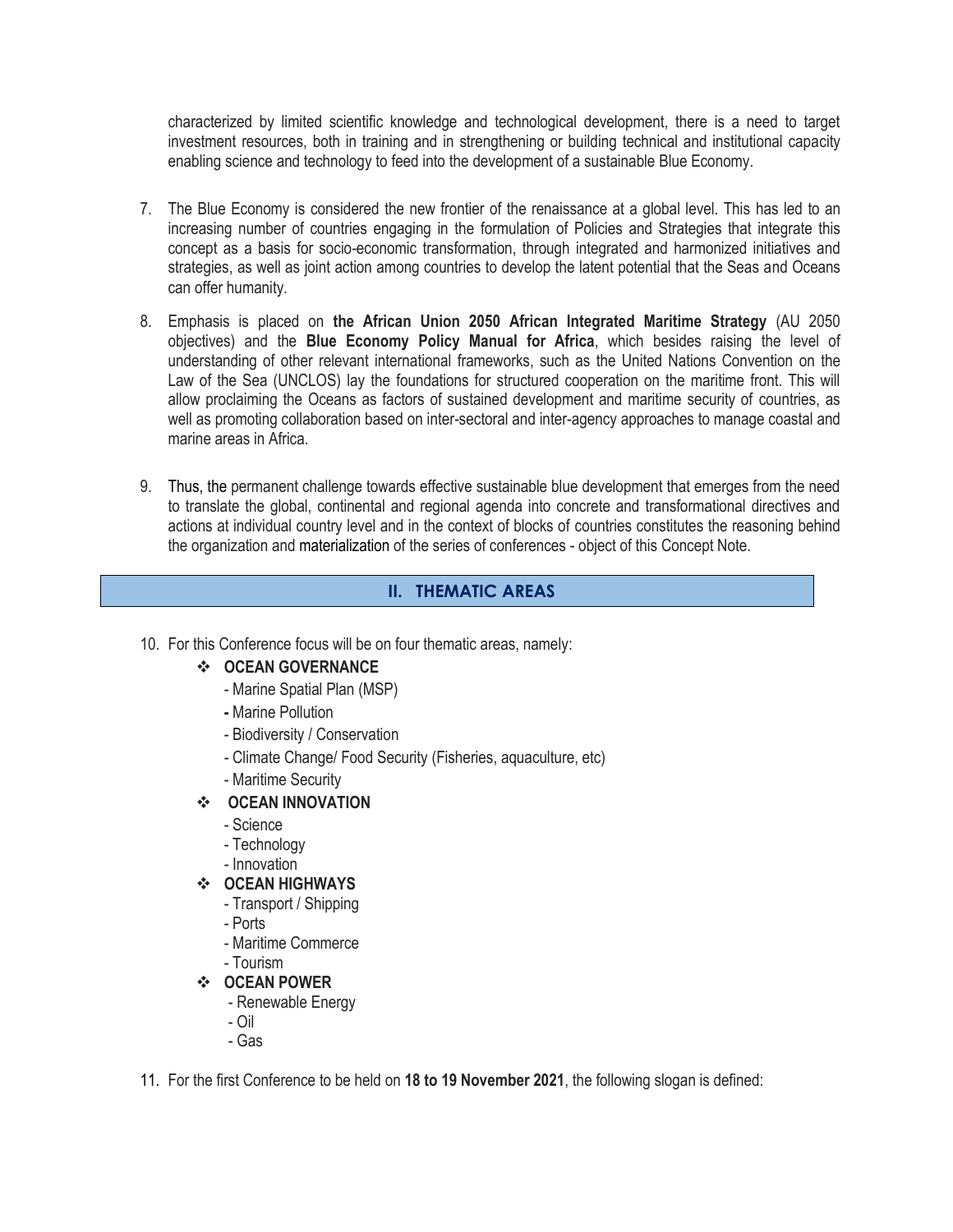characterized by limited scientific knowledge and technological development, there is a need to target investment resources, both in training and in strengthening or building technical and institutional capacity enabling science and technology to feed into the development of a sustainable Blue Economy.

7. The Blue Economy is considered the new frontier of the renaissance at a global level. This has led to an increasing number of countries engaging in the formulation of Policies and Strategies that integrate this concept as a basis for socio-economic transformation, through integrated and harmonized initiatives and strategies, as well as joint action among countries to develop the latent potential that the Seas and Oceans can offer humanity.

8. Emphasis is placed on **the African Union 2050 African Integrated Maritime Strategy** (AU 2050 objectives) and the **Blue Economy Policy Manual for Africa**, which besides raising the level of understanding of other relevant international frameworks, such as the United Nations Convention on the Law of the Sea (UNCLOS) lay the foundations for structured cooperation on the maritime front. This will allow proclaiming the Oceans as factors of sustained development and maritime security of countries, as well as promoting collaboration based on inter-sectoral and inter-agency approaches to manage coastal and marine areas in Africa.

9. Thus, the permanent challenge towards effective sustainable blue development that emerges from the need to translate the global, continental and regional agenda into concrete and transformational directives and actions at individual country level and in the context of blocks of countries constitutes the reasoning behind the organization and materialization of the series of conferences - object of this Concept Note.

## II. THEMATIC AREAS

10. For this Conference focus will be on four thematic areas, namely:

- **OCEAN GOVERNANCE**
  - Marine Spatial Plan (MSP)
  - Marine Pollution
  - Biodiversity / Conservation
  - Climate Change/ Food Security (Fisheries, aquaculture, etc)
  - Maritime Security
- **OCEAN INNOVATION**
  - Science
  - Technology
  - Innovation
- **OCEAN HIGHWAYS**
  - Transport / Shipping
  - Ports
  - Maritime Commerce
  - Tourism
- **OCEAN POWER**
  - Renewable Energy
  - Oil
  - Gas

11. For the first Conference to be held on **18 to 19 November 2021**, the following slogan is defined: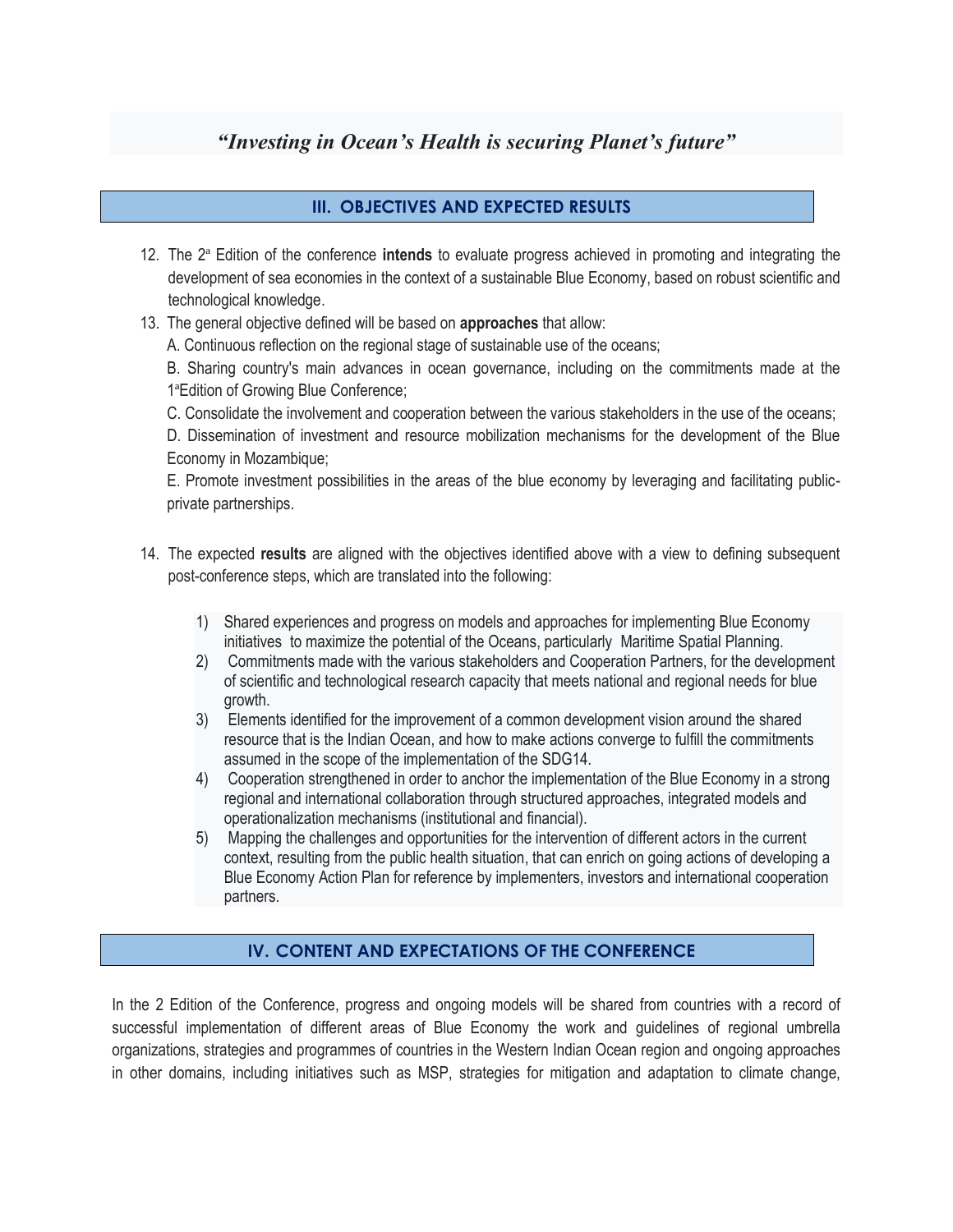*“Investing in Ocean’s Health is securing Planet’s future”*

## III. OBJECTIVES AND EXPECTED RESULTS

12. The 2ª Edition of the conference **intends** to evaluate progress achieved in promoting and integrating the development of sea economies in the context of a sustainable Blue Economy, based on robust scientific and technological knowledge.
13. The general objective defined will be based on **approaches** that allow:

    A. Continuous reflection on the regional stage of sustainable use of the oceans;

    B. Sharing country's main advances in ocean governance, including on the commitments made at the 1ªEdition of Growing Blue Conference;

    C. Consolidate the involvement and cooperation between the various stakeholders in the use of the oceans;

    D. Dissemination of investment and resource mobilization mechanisms for the development of the Blue Economy in Mozambique;

    E. Promote investment possibilities in the areas of the blue economy by leveraging and facilitating public-private partnerships.

14. The expected **results** are aligned with the objectives identified above with a view to defining subsequent post-conference steps, which are translated into the following:

    1) Shared experiences and progress on models and approaches for implementing Blue Economy initiatives to maximize the potential of the Oceans, particularly Maritime Spatial Planning.
    2) Commitments made with the various stakeholders and Cooperation Partners, for the development of scientific and technological research capacity that meets national and regional needs for blue growth.
    3) Elements identified for the improvement of a common development vision around the shared resource that is the Indian Ocean, and how to make actions converge to fulfill the commitments assumed in the scope of the implementation of the SDG14.
    4) Cooperation strengthened in order to anchor the implementation of the Blue Economy in a strong regional and international collaboration through structured approaches, integrated models and operationalization mechanisms (institutional and financial).
    5) Mapping the challenges and opportunities for the intervention of different actors in the current context, resulting from the public health situation, that can enrich on going actions of developing a Blue Economy Action Plan for reference by implementers, investors and international cooperation partners.

## IV. CONTENT AND EXPECTATIONS OF THE CONFERENCE

In the 2 Edition of the Conference, progress and ongoing models will be shared from countries with a record of successful implementation of different areas of Blue Economy the work and guidelines of regional umbrella organizations, strategies and programmes of countries in the Western Indian Ocean region and ongoing approaches in other domains, including initiatives such as MSP, strategies for mitigation and adaptation to climate change,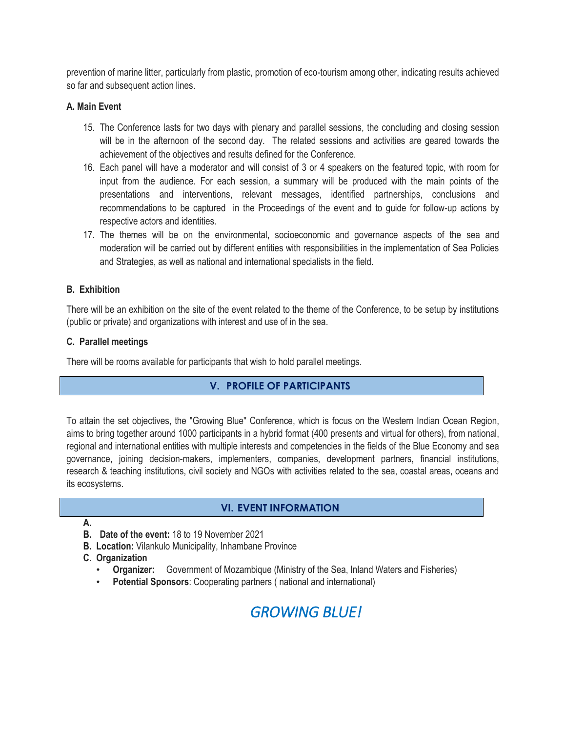prevention of marine litter, particularly from plastic, promotion of eco-tourism among other, indicating results achieved so far and subsequent action lines.

**A. Main Event**

15. The Conference lasts for two days with plenary and parallel sessions, the concluding and closing session will be in the afternoon of the second day. The related sessions and activities are geared towards the achievement of the objectives and results defined for the Conference.
16. Each panel will have a moderator and will consist of 3 or 4 speakers on the featured topic, with room for input from the audience. For each session, a summary will be produced with the main points of the presentations and interventions, relevant messages, identified partnerships, conclusions and recommendations to be captured in the Proceedings of the event and to guide for follow-up actions by respective actors and identities.
17. The themes will be on the environmental, socioeconomic and governance aspects of the sea and moderation will be carried out by different entities with responsibilities in the implementation of Sea Policies and Strategies, as well as national and international specialists in the field.

**B. Exhibition**

There will be an exhibition on the site of the event related to the theme of the Conference, to be setup by institutions (public or private) and organizations with interest and use of in the sea.

**C. Parallel meetings**

There will be rooms available for participants that wish to hold parallel meetings.

## V. PROFILE OF PARTICIPANTS

To attain the set objectives, the "Growing Blue" Conference, which is focus on the Western Indian Ocean Region, aims to bring together around 1000 participants in a hybrid format (400 presents and virtual for others), from national, regional and international entities with multiple interests and competencies in the fields of the Blue Economy and sea governance, joining decision-makers, implementers, companies, development partners, financial institutions, research & teaching institutions, civil society and NGOs with activities related to the sea, coastal areas, oceans and its ecosystems.

## VI. EVENT INFORMATION

**A.**

**B. Date of the event:** 18 to 19 November 2021

**B. Location:** Vilankulo Municipality, Inhambane Province

**C. Organization**

- **Organizer:** Government of Mozambique (Ministry of the Sea, Inland Waters and Fisheries)
- **Potential Sponsors**: Cooperating partners ( national and international)

*GROWING BLUE!*